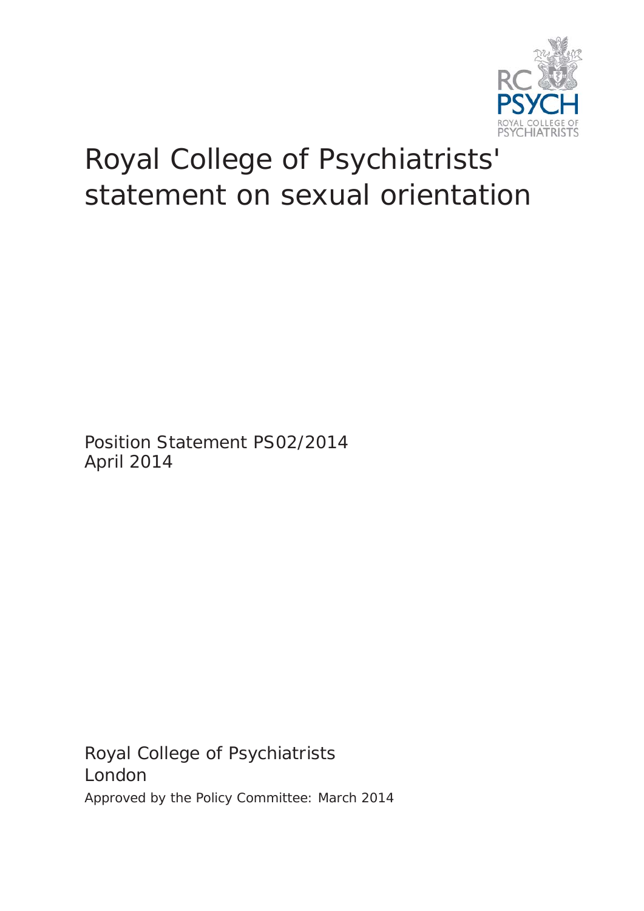# Royal College of Psychiatrists' statement on sexual orientation

Position Statement PS02/2014
April 2014

Royal College of Psychiatrists
London
Approved by the Policy Committee: March 2014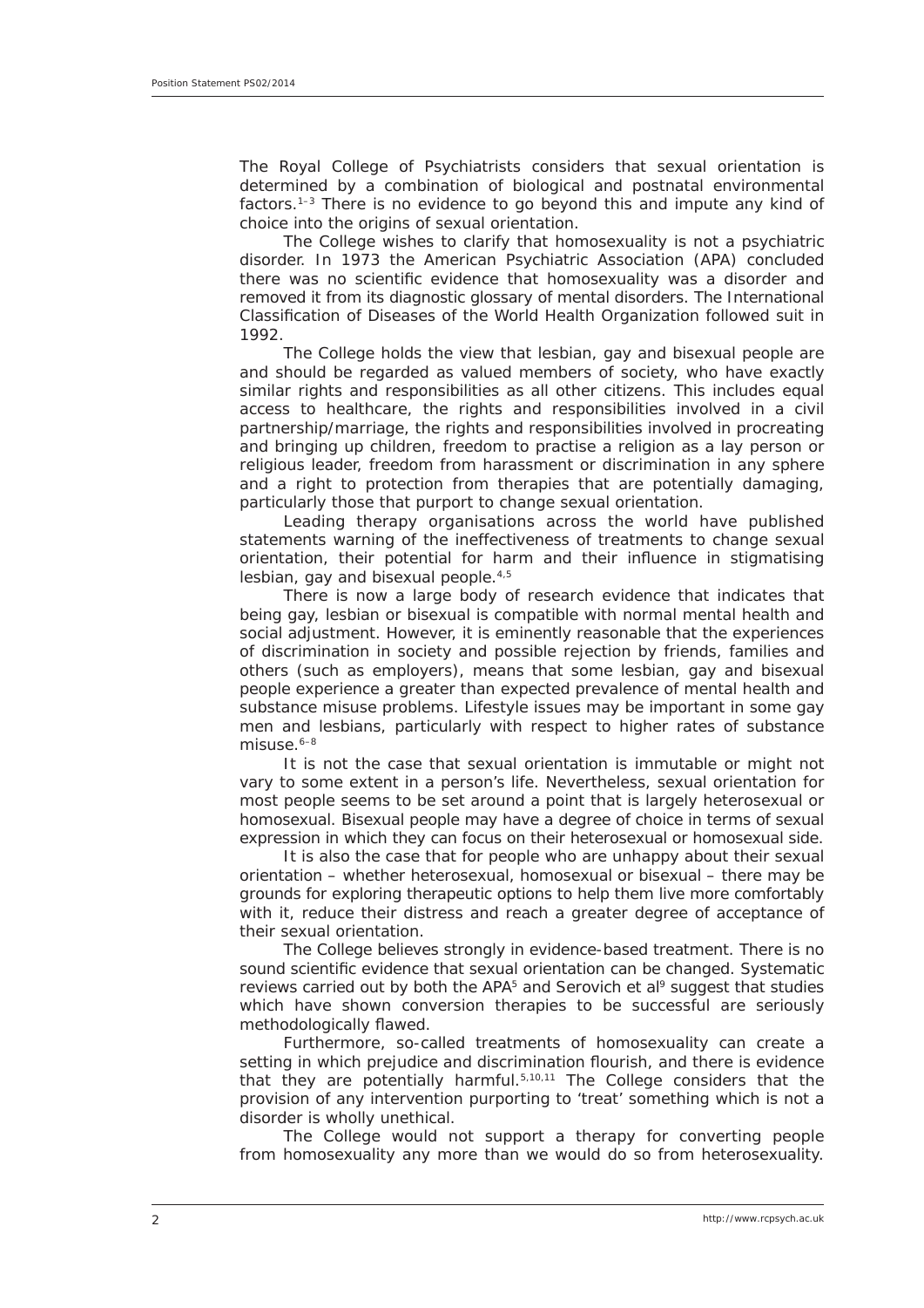The Royal College of Psychiatrists considers that sexual orientation is determined by a combination of biological and postnatal environmental factors.[1–3] There is no evidence to go beyond this and impute any kind of choice into the origins of sexual orientation.

The College wishes to clarify that homosexuality is not a psychiatric disorder. In 1973 the American Psychiatric Association (APA) concluded there was no scientific evidence that homosexuality was a disorder and removed it from its diagnostic glossary of mental disorders. The International Classification of Diseases of the World Health Organization followed suit in 1992.

The College holds the view that lesbian, gay and bisexual people are and should be regarded as valued members of society, who have exactly similar rights and responsibilities as all other citizens. This includes equal access to healthcare, the rights and responsibilities involved in a civil partnership/marriage, the rights and responsibilities involved in procreating and bringing up children, freedom to practise a religion as a lay person or religious leader, freedom from harassment or discrimination in any sphere and a right to protection from therapies that are potentially damaging, particularly those that purport to change sexual orientation.

Leading therapy organisations across the world have published statements warning of the ineffectiveness of treatments to change sexual orientation, their potential for harm and their influence in stigmatising lesbian, gay and bisexual people.[4,5]

There is now a large body of research evidence that indicates that being gay, lesbian or bisexual is compatible with normal mental health and social adjustment. However, it is eminently reasonable that the experiences of discrimination in society and possible rejection by friends, families and others (such as employers), means that some lesbian, gay and bisexual people experience a greater than expected prevalence of mental health and substance misuse problems. Lifestyle issues may be important in some gay men and lesbians, particularly with respect to higher rates of substance misuse.[6–8]

It is not the case that sexual orientation is immutable or might not vary to some extent in a person's life. Nevertheless, sexual orientation for most people seems to be set around a point that is largely heterosexual or homosexual. Bisexual people may have a degree of choice in terms of sexual expression in which they can focus on their heterosexual or homosexual side.

It is also the case that for people who are unhappy about their sexual orientation – whether heterosexual, homosexual or bisexual – there may be grounds for exploring therapeutic options to help them live more comfortably with it, reduce their distress and reach a greater degree of acceptance of their sexual orientation.

The College believes strongly in evidence-based treatment. There is no sound scientific evidence that sexual orientation can be changed. Systematic reviews carried out by both the APA[5] and Serovich et al[9] suggest that studies which have shown conversion therapies to be successful are seriously methodologically flawed.

Furthermore, so-called treatments of homosexuality can create a setting in which prejudice and discrimination flourish, and there is evidence that they are potentially harmful.[5,10,11] The College considers that the provision of any intervention purporting to 'treat' something which is not a disorder is wholly unethical.

The College would not support a therapy for converting people from homosexuality any more than we would do so from heterosexuality.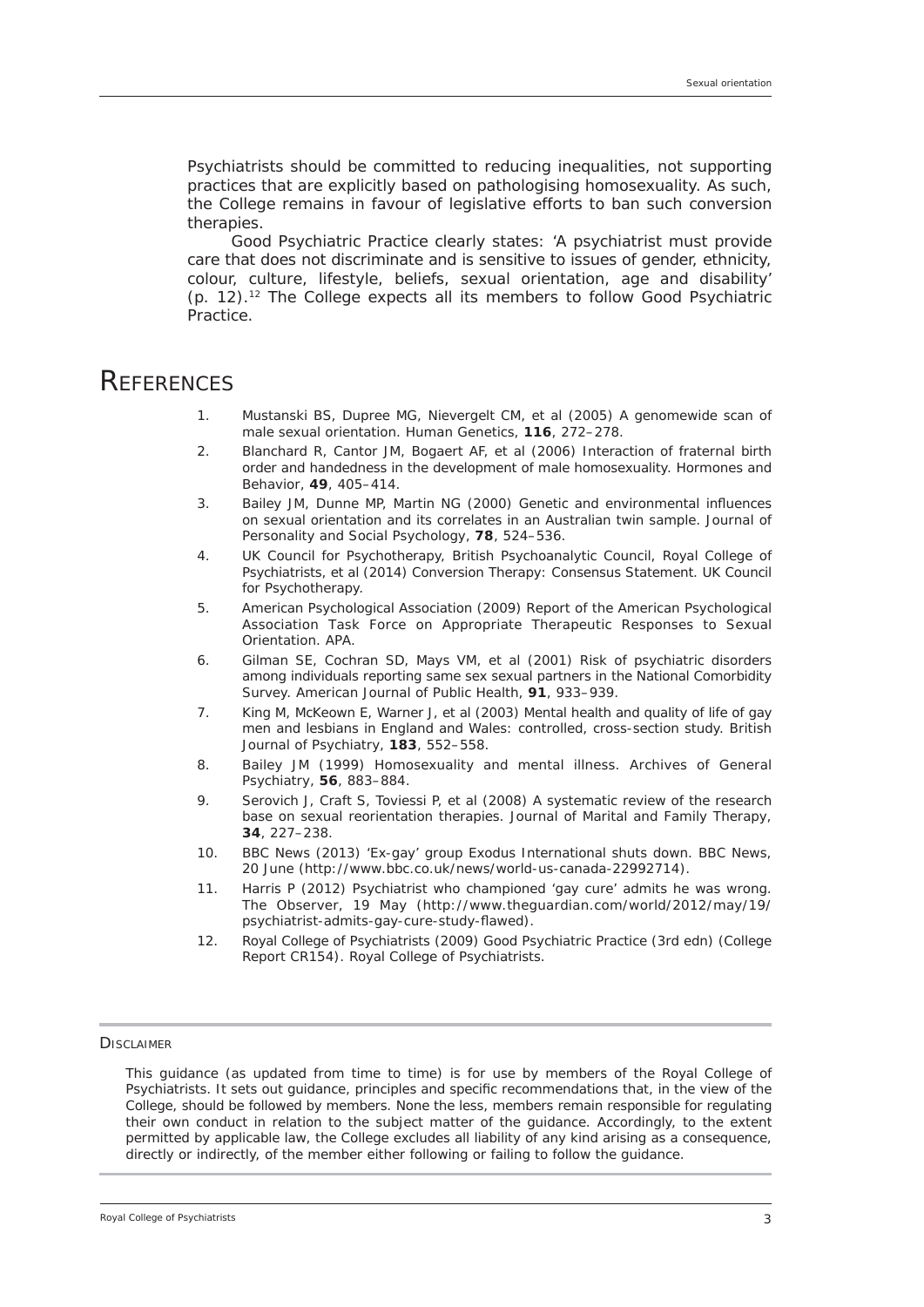Psychiatrists should be committed to reducing inequalities, not supporting practices that are explicitly based on pathologising homosexuality. As such, the College remains in favour of legislative efforts to ban such conversion therapies.

Good Psychiatric Practice clearly states: 'A psychiatrist must provide care that does not discriminate and is sensitive to issues of gender, ethnicity, colour, culture, lifestyle, beliefs, sexual orientation, age and disability' (p. 12).[12] The College expects all its members to follow Good Psychiatric Practice.

# References

1. Mustanski BS, Dupree MG, Nievergelt CM, et al (2005) A genomewide scan of male sexual orientation. Human Genetics, **116**, 272–278.
2. Blanchard R, Cantor JM, Bogaert AF, et al (2006) Interaction of fraternal birth order and handedness in the development of male homosexuality. Hormones and Behavior, **49**, 405–414.
3. Bailey JM, Dunne MP, Martin NG (2000) Genetic and environmental influences on sexual orientation and its correlates in an Australian twin sample. Journal of Personality and Social Psychology, **78**, 524–536.
4. UK Council for Psychotherapy, British Psychoanalytic Council, Royal College of Psychiatrists, et al (2014) Conversion Therapy: Consensus Statement. UK Council for Psychotherapy.
5. American Psychological Association (2009) Report of the American Psychological Association Task Force on Appropriate Therapeutic Responses to Sexual Orientation. APA.
6. Gilman SE, Cochran SD, Mays VM, et al (2001) Risk of psychiatric disorders among individuals reporting same sex sexual partners in the National Comorbidity Survey. American Journal of Public Health, **91**, 933–939.
7. King M, McKeown E, Warner J, et al (2003) Mental health and quality of life of gay men and lesbians in England and Wales: controlled, cross-section study. British Journal of Psychiatry, **183**, 552–558.
8. Bailey JM (1999) Homosexuality and mental illness. Archives of General Psychiatry, **56**, 883–884.
9. Serovich J, Craft S, Toviessi P, et al (2008) A systematic review of the research base on sexual reorientation therapies. Journal of Marital and Family Therapy, **34**, 227–238.
10. BBC News (2013) 'Ex-gay' group Exodus International shuts down. BBC News, 20 June (http://www.bbc.co.uk/news/world-us-canada-22992714).
11. Harris P (2012) Psychiatrist who championed 'gay cure' admits he was wrong. The Observer, 19 May (http://www.theguardian.com/world/2012/may/19/psychiatrist-admits-gay-cure-study-flawed).
12. Royal College of Psychiatrists (2009) Good Psychiatric Practice (3rd edn) (College Report CR154). Royal College of Psychiatrists.

### Disclaimer

This guidance (as updated from time to time) is for use by members of the Royal College of Psychiatrists. It sets out guidance, principles and specific recommendations that, in the view of the College, should be followed by members. None the less, members remain responsible for regulating their own conduct in relation to the subject matter of the guidance. Accordingly, to the extent permitted by applicable law, the College excludes all liability of any kind arising as a consequence, directly or indirectly, of the member either following or failing to follow the guidance.